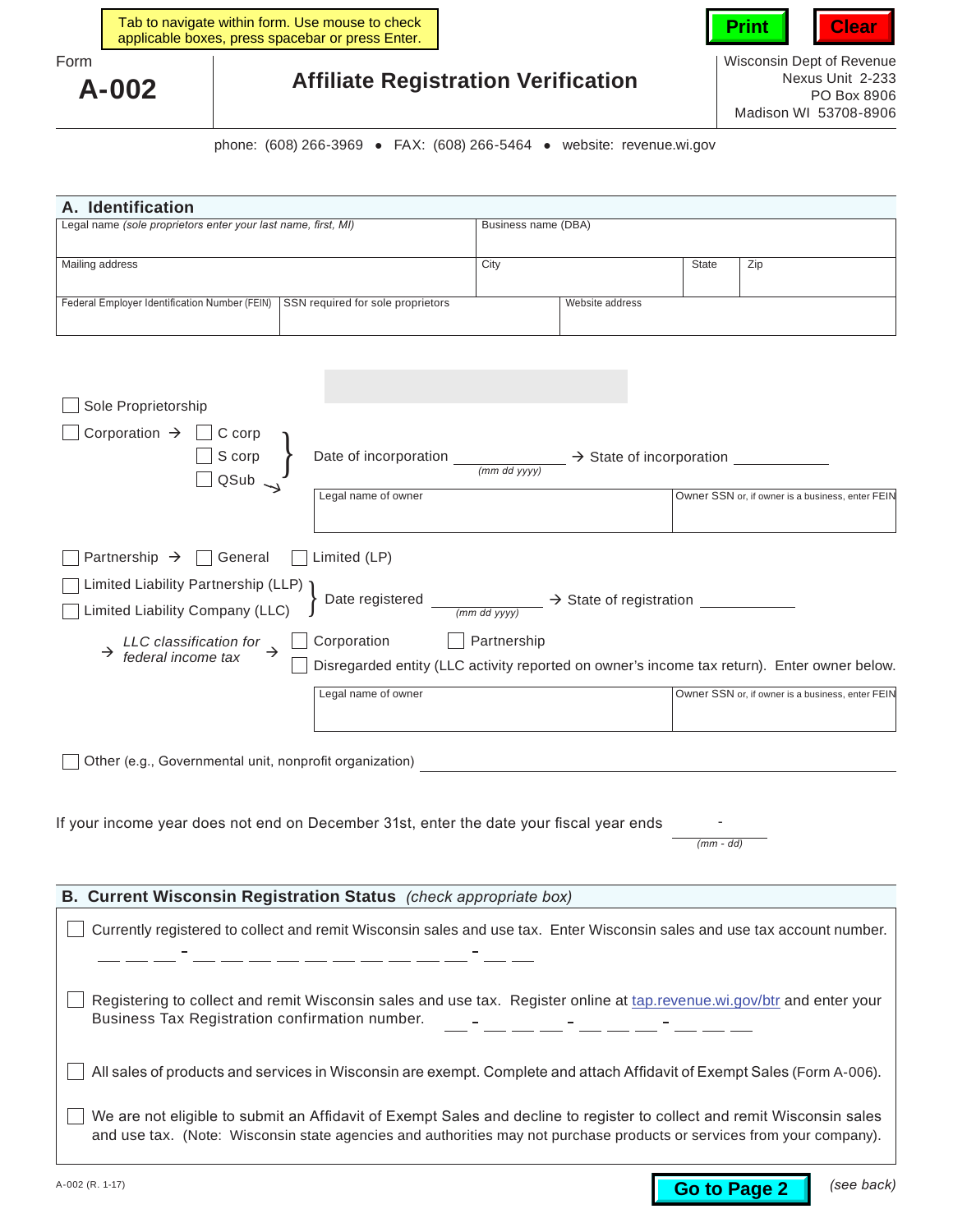Tab to navigate within form. Use mouse to check applicable boxes, press spacebar or press Enter.

Print | Clear

Form **A-002**

# Affiliate Registration Verification

Wisconsin Dept of Revenue
Nexus Unit 2-233
PO Box 8906
Madison WI 53708-8906

phone: (608) 266-3969 • FAX: (608) 266-5464 • website: revenue.wi.gov

## A. Identification

| Legal name *(sole proprietors enter your last name, first, MI)* | | Business name (DBA) | | |
|---|---|---|---|---|
| Mailing address | | City | State | Zip |
| Federal Employer Identification Number (FEIN) | SSN required for sole proprietors | Website address | | |

☐ Sole Proprietorship

☐ Corporation → ☐ C corp ☐ S corp ☐ QSub } Date of incorporation ________ *(mm dd yyyy)* → State of incorporation ________

| Legal name of owner | Owner SSN or, if owner is a business, enter FEIN |
|---|---|
| | |

☐ Partnership → ☐ General ☐ Limited (LP)

☐ Limited Liability Partnership (LLP)
☐ Limited Liability Company (LLC) } Date registered ________ *(mm dd yyyy)* → State of registration ________

→ *LLC classification for federal income tax* → ☐ Corporation ☐ Partnership
☐ Disregarded entity (LLC activity reported on owner's income tax return). Enter owner below.

| Legal name of owner | Owner SSN or, if owner is a business, enter FEIN |
|---|---|
| | |

☐ Other (e.g., Governmental unit, nonprofit organization) ________________

If your income year does not end on December 31st, enter the date your fiscal year ends ____ - ____ *(mm - dd)*

## B. Current Wisconsin Registration Status *(check appropriate box)*

☐ Currently registered to collect and remit Wisconsin sales and use tax. Enter Wisconsin sales and use tax account number.
\_\_ \_\_ \_\_ - \_\_ \_\_ \_\_ \_\_ \_\_ \_\_ \_\_ \_\_ \_\_ \_\_ - \_\_ \_\_

☐ Registering to collect and remit Wisconsin sales and use tax. Register online at tap.revenue.wi.gov/btr and enter your Business Tax Registration confirmation number. \_\_ - \_\_ \_\_ \_\_ - \_\_ \_\_ \_\_ - \_\_ \_\_ \_\_

☐ All sales of products and services in Wisconsin are exempt. Complete and attach Affidavit of Exempt Sales (Form A-006).

☐ We are not eligible to submit an Affidavit of Exempt Sales and decline to register to collect and remit Wisconsin sales and use tax. (Note: Wisconsin state agencies and authorities may not purchase products or services from your company).

A-002 (R. 1-17)

Go to Page 2

*(see back)*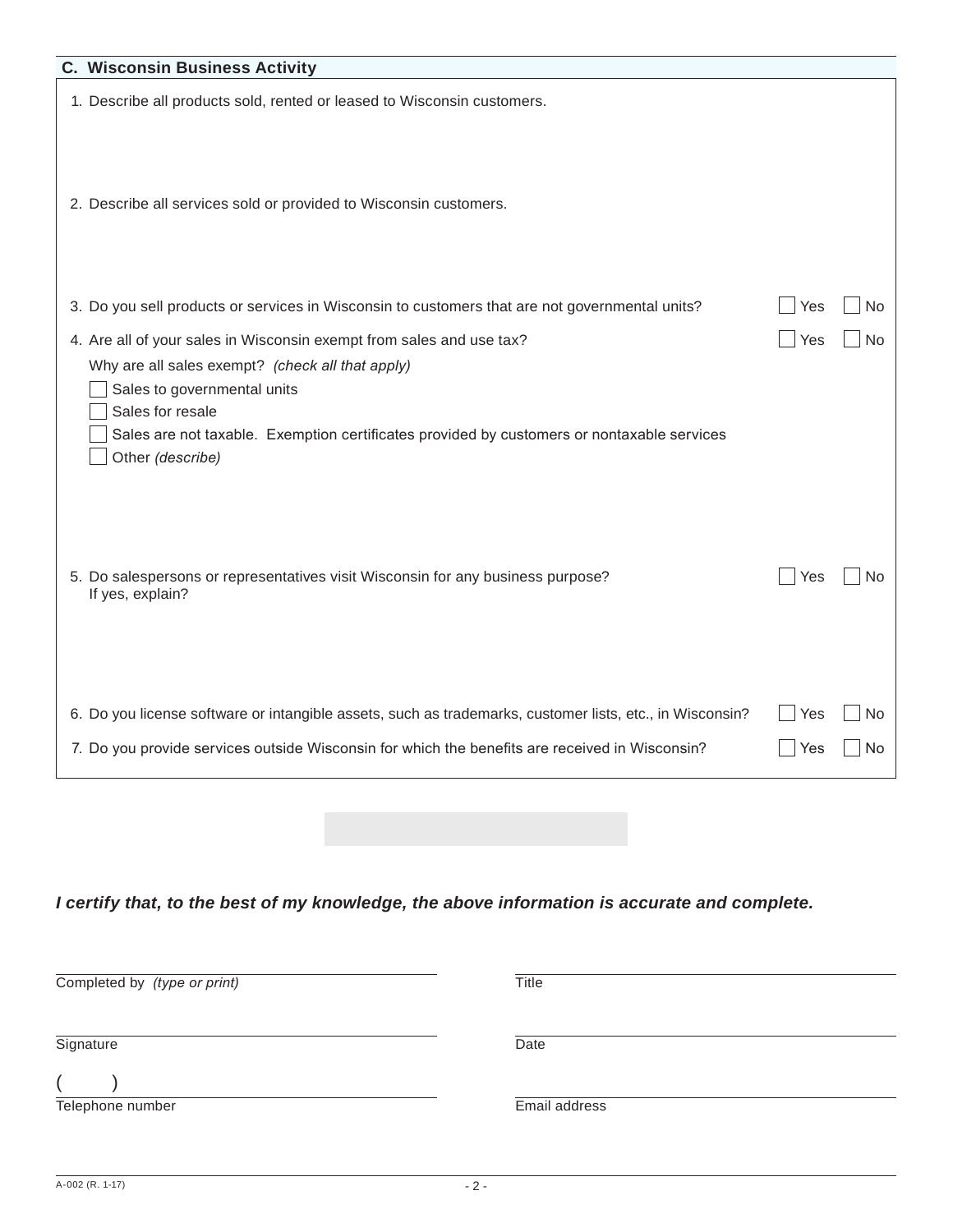## C. Wisconsin Business Activity

1. Describe all products sold, rented or leased to Wisconsin customers.

2. Describe all services sold or provided to Wisconsin customers.

3. Do you sell products or services in Wisconsin to customers that are not governmental units? ☐ Yes ☐ No

4. Are all of your sales in Wisconsin exempt from sales and use tax? ☐ Yes ☐ No

   Why are all sales exempt? *(check all that apply)*

   ☐ Sales to governmental units

   ☐ Sales for resale

   ☐ Sales are not taxable. Exemption certificates provided by customers or nontaxable services

   ☐ Other *(describe)*

5. Do salespersons or representatives visit Wisconsin for any business purpose? ☐ Yes ☐ No

   If yes, explain?

6. Do you license software or intangible assets, such as trademarks, customer lists, etc., in Wisconsin? ☐ Yes ☐ No

7. Do you provide services outside Wisconsin for which the benefits are received in Wisconsin? ☐ Yes ☐ No

***I certify that, to the best of my knowledge, the above information is accurate and complete.***

Completed by *(type or print)* ____________________ Title ____________________

Signature ____________________ Date ____________________

( ) ____________________ Email address ____________________

Telephone number

A-002 (R. 1-17)